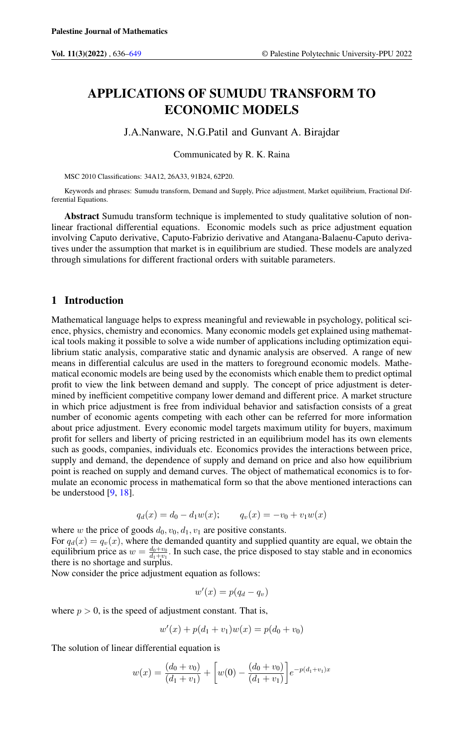# APPLICATIONS OF SUMUDU TRANSFORM TO ECONOMIC MODELS

J.A.Nanware, N.G.Patil and Gunvant A. Birajdar

Communicated by R. K. Raina

MSC 2010 Classifications: 34A12, 26A33, 91B24, 62P20.

Keywords and phrases: Sumudu transform, Demand and Supply, Price adjustment, Market equilibrium, Fractional Differential Equations.

**Abstract** Sumudu transform technique is implemented to study qualitative solution of nonlinear fractional differential equations. Economic models such as price adjustment equation involving Caputo derivative, Caputo-Fabrizio derivative and Atangana-Balaenu-Caputo derivatives under the assumption that market is in equilibrium are studied. These models are analyzed through simulations for different fractional orders with suitable parameters.

## 1 Introduction

Mathematical language helps to express meaningful and reviewable in psychology, political science, physics, chemistry and economics. Many economic models get explained using mathematical tools making it possible to solve a wide number of applications including optimization equilibrium static analysis, comparative static and dynamic analysis are observed. A range of new means in differential calculus are used in the matters to foreground economic models. Mathematical economic models are being used by the economists which enable them to predict optimal profit to view the link between demand and supply. The concept of price adjustment is determined by inefficient competitive company lower demand and different price. A market structure in which price adjustment is free from individual behavior and satisfaction consists of a great number of economic agents competing with each other can be referred for more information about price adjustment. Every economic model targets maximum utility for buyers, maximum profit for sellers and liberty of pricing restricted in an equilibrium model has its own elements such as goods, companies, individuals etc. Economics provides the interactions between price, supply and demand, the dependence of supply and demand on price and also how equilibrium point is reached on supply and demand curves. The object of mathematical economics is to formulate an economic process in mathematical form so that the above mentioned interactions can be understood [9, 18].

$$q_d(x) = d_0 - d_1 w(x); \qquad q_v(x) = -v_0 + v_1 w(x)$$

where $w$ the price of goods $d_0, v_0, d_1, v_1$ are positive constants.
For $q_d(x) = q_v(x)$, where the demanded quantity and supplied quantity are equal, we obtain the equilibrium price as $w = \frac{d_0+v_0}{d_1+v_1}$. In such case, the price disposed to stay stable and in economics there is no shortage and surplus.
Now consider the price adjustment equation as follows:

$$w'(x) = p(q_d - q_v)$$

where $p > 0$, is the speed of adjustment constant. That is,

$$w'(x) + p(d_1 + v_1)w(x) = p(d_0 + v_0)$$

The solution of linear differential equation is

$$w(x) = \frac{(d_0 + v_0)}{(d_1 + v_1)} + \left[w(0) - \frac{(d_0 + v_0)}{(d_1 + v_1)}\right]e^{-p(d_1+v_1)x}$$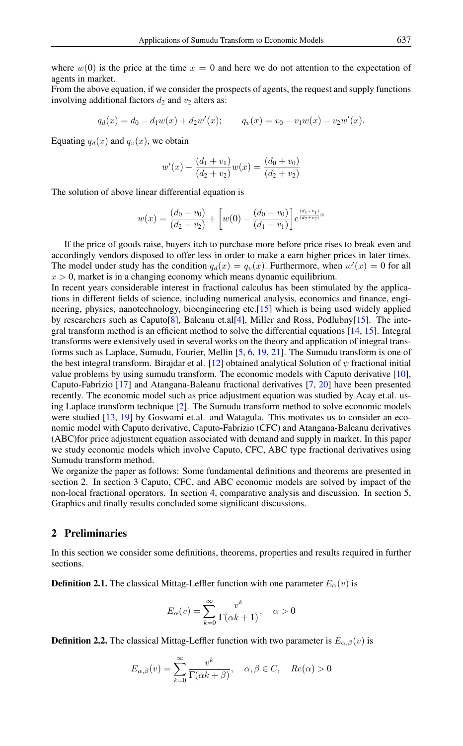where $w(0)$ is the price at the time $x = 0$ and here we do not attention to the expectation of agents in market.
From the above equation, if we consider the prospects of agents, the request and supply functions involving additional factors $d_2$ and $v_2$ alters as:

$$q_d(x) = d_0 - d_1 w(x) + d_2 w'(x); \qquad q_v(x) = v_0 - v_1 w(x) - v_2 w'(x).$$

Equating $q_d(x)$ and $q_v(x)$, we obtain

$$w'(x) - \frac{(d_1 + v_1)}{(d_2 + v_2)} w(x) = \frac{(d_0 + v_0)}{(d_2 + v_2)}$$

The solution of above linear differential equation is

$$w(x) = \frac{(d_0 + v_0)}{(d_2 + v_2)} + \left[ w(0) - \frac{(d_0 + v_0)}{(d_1 + v_1)} \right] e^{\frac{(d_1+v_1)}{(d_2+v_2)} x}$$

If the price of goods raise, buyers itch to purchase more before price rises to break even and accordingly vendors disposed to offer less in order to make a earn higher prices in later times. The model under study has the condition $q_d(x) = q_v(x)$. Furthermore, when $w'(x) = 0$ for all $x > 0$, market is in a changing economy which means dynamic equilibrium.
In recent years considerable interest in fractional calculus has been stimulated by the applications in different fields of science, including numerical analysis, economics and finance, engineering, physics, nanotechnology, bioengineering etc.[15] which is being used widely applied by researchers such as Caputo[8], Baleanu et.al[4], Miller and Ross, Podlubny[15]. The integral transform method is an efficient method to solve the differential equations [14, 15]. Integral transforms were extensively used in several works on the theory and application of integral transforms such as Laplace, Sumudu, Fourier, Mellin [5, 6, 19, 21]. The Sumudu transform is one of the best integral transform. Birajdar et al. [12] obtained analytical Solution of $\psi$ fractional initial value problems by using sumudu transform. The economic models with Caputo derivative [10], Caputo-Fabrizio [17] and Atangana-Baleanu fractional derivatives [7, 20] have been presented recently. The economic model such as price adjustment equation was studied by Acay et.al. using Laplace transform technique [2]. The Sumudu transform method to solve economic models were studied [13, 19] by Goswami et.al. and Watagula. This motivates us to consider an economic model with Caputo derivative, Caputo-Fabrizio (CFC) and Atangana-Baleanu derivatives (ABC)for price adjustment equation associated with demand and supply in market. In this paper we study economic models which involve Caputo, CFC, ABC type fractional derivatives using Sumudu transform method.
We organize the paper as follows: Some fundamental definitions and theorems are presented in section 2. In section 3 Caputo, CFC, and ABC economic models are solved by impact of the non-local fractional operators. In section 4, comparative analysis and discussion. In section 5, Graphics and finally results concluded some significant discussions.

## 2 Preliminaries

In this section we consider some definitions, theorems, properties and results required in further sections.

**Definition 2.1.** The classical Mittag-Leffler function with one parameter $E_\alpha(v)$ is

$$E_\alpha(v) = \sum_{k=0}^{\infty} \frac{v^k}{\Gamma(\alpha k + 1)}, \quad \alpha > 0$$

**Definition 2.2.** The classical Mittag-Leffler function with two parameter is $E_{\alpha,\beta}(v)$ is

$$E_{\alpha,\beta}(v) = \sum_{k=0}^{\infty} \frac{v^k}{\Gamma(\alpha k + \beta)}, \quad \alpha, \beta \in C, \quad Re(\alpha) > 0$$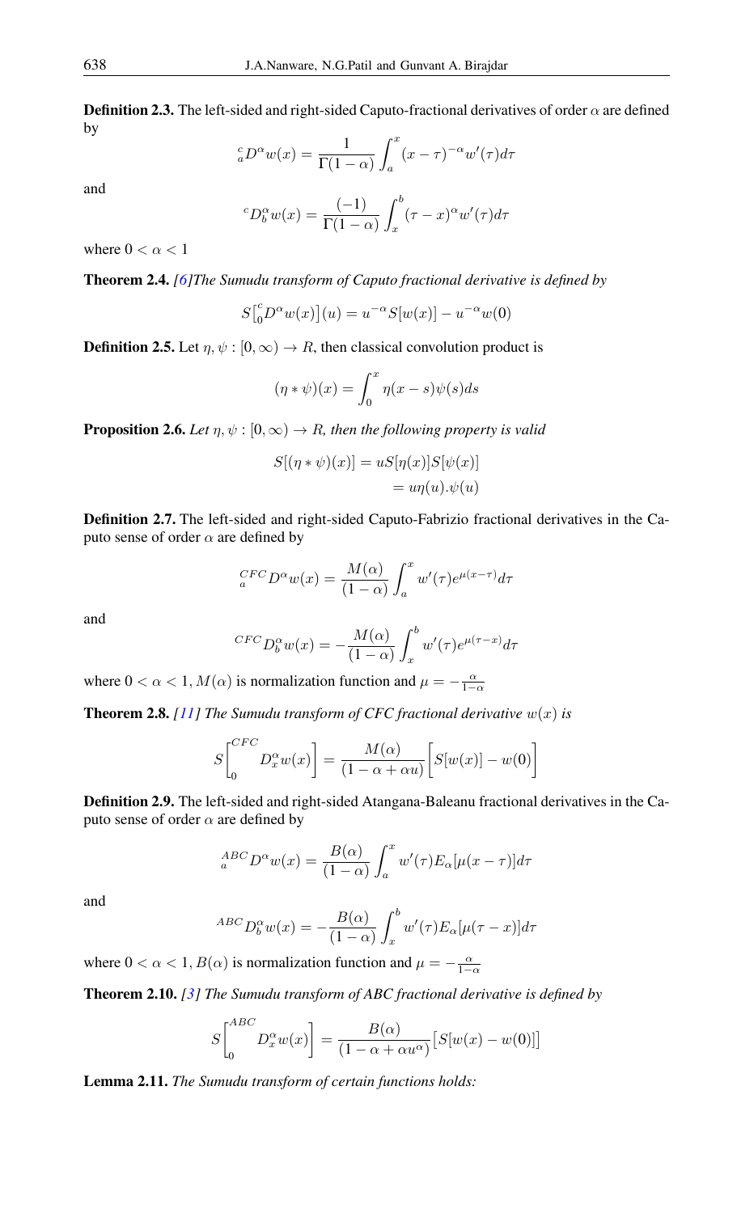**Definition 2.3.** The left-sided and right-sided Caputo-fractional derivatives of order $\alpha$ are defined by

$$
{}_{a}^{c}D^{\alpha}w(x) = \frac{1}{\Gamma(1-\alpha)}\int_{a}^{x}(x-\tau)^{-\alpha}w'(\tau)d\tau
$$

and

$$
{}^{c}D_{b}^{\alpha}w(x) = \frac{(-1)}{\Gamma(1-\alpha)}\int_{x}^{b}(\tau-x)^{\alpha}w'(\tau)d\tau
$$

where $0<\alpha<1$

**Theorem 2.4.** *[6]The Sumudu transform of Caputo fractional derivative is defined by*

$$
S\big[{}_{0}^{c}D^{\alpha}w(x)\big](u) = u^{-\alpha}S[w(x)] - u^{-\alpha}w(0)
$$

**Definition 2.5.** Let $\eta,\psi:[0,\infty)\to R$, then classical convolution product is

$$
(\eta*\psi)(x) = \int_{0}^{x}\eta(x-s)\psi(s)ds
$$

**Proposition 2.6.** *Let $\eta,\psi:[0,\infty)\to R$, then the following property is valid*

$$
\begin{aligned}
S[(\eta*\psi)(x)] &= uS[\eta(x)]S[\psi(x)] \\
&= u\eta(u).\psi(u)
\end{aligned}
$$

**Definition 2.7.** The left-sided and right-sided Caputo-Fabrizio fractional derivatives in the Caputo sense of order $\alpha$ are defined by

$$
{}_{a}^{CFC}D^{\alpha}w(x) = \frac{M(\alpha)}{(1-\alpha)}\int_{a}^{x}w'(\tau)e^{\mu(x-\tau)}d\tau
$$

and

$$
{}^{CFC}D_{b}^{\alpha}w(x) = -\frac{M(\alpha)}{(1-\alpha)}\int_{x}^{b}w'(\tau)e^{\mu(\tau-x)}d\tau
$$

where $0<\alpha<1$, $M(\alpha)$ is normalization function and $\mu=-\frac{\alpha}{1-\alpha}$

**Theorem 2.8.** *[11] The Sumudu transform of CFC fractional derivative $w(x)$ is*

$$
S\bigg[{}_{0}^{CFC}D_{x}^{\alpha}w(x)\bigg] = \frac{M(\alpha)}{(1-\alpha+\alpha u)}\bigg[S[w(x)] - w(0)\bigg]
$$

**Definition 2.9.** The left-sided and right-sided Atangana-Baleanu fractional derivatives in the Caputo sense of order $\alpha$ are defined by

$$
{}_{a}^{ABC}D^{\alpha}w(x) = \frac{B(\alpha)}{(1-\alpha)}\int_{a}^{x}w'(\tau)E_{\alpha}[\mu(x-\tau)]d\tau
$$

and

$$
{}^{ABC}D_{b}^{\alpha}w(x) = -\frac{B(\alpha)}{(1-\alpha)}\int_{x}^{b}w'(\tau)E_{\alpha}[\mu(\tau-x)]d\tau
$$

where $0<\alpha<1$, $B(\alpha)$ is normalization function and $\mu=-\frac{\alpha}{1-\alpha}$

**Theorem 2.10.** *[3] The Sumudu transform of ABC fractional derivative is defined by*

$$
S\bigg[{}_{0}^{ABC}D_{x}^{\alpha}w(x)\bigg] = \frac{B(\alpha)}{(1-\alpha+\alpha u^{\alpha})}\big[S[w(x) - w(0)]\big]
$$

**Lemma 2.11.** *The Sumudu transform of certain functions holds:*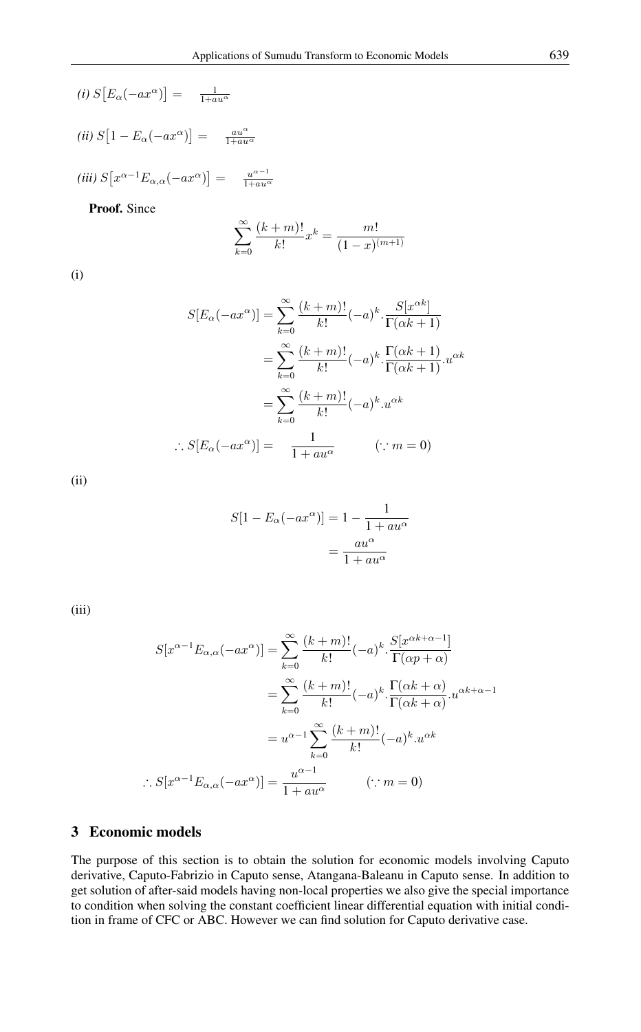*(i)* $S\big[E_\alpha(-ax^\alpha)\big] = \quad \frac{1}{1+au^\alpha}$

*(ii)* $S\big[1 - E_\alpha(-ax^\alpha)\big] = \quad \frac{au^\alpha}{1+au^\alpha}$

*(iii)* $S\big[x^{\alpha-1}E_{\alpha,\alpha}(-ax^\alpha)\big] = \quad \frac{u^{\alpha-1}}{1+au^\alpha}$

**Proof.** Since

$$\sum_{k=0}^{\infty} \frac{(k+m)!}{k!} x^k = \frac{m!}{(1-x)^{(m+1)}}$$

(i)

$$\begin{aligned}
S[E_\alpha(-ax^\alpha)] &= \sum_{k=0}^{\infty} \frac{(k+m)!}{k!}(-a)^k . \frac{S[x^{\alpha k}]}{\Gamma(\alpha k+1)} \\
&= \sum_{k=0}^{\infty} \frac{(k+m)!}{k!}(-a)^k . \frac{\Gamma(\alpha k+1)}{\Gamma(\alpha k+1)} . u^{\alpha k} \\
&= \sum_{k=0}^{\infty} \frac{(k+m)!}{k!}(-a)^k . u^{\alpha k} \\
\therefore S[E_\alpha(-ax^\alpha)] &= \quad \frac{1}{1+au^\alpha} \qquad (\because m = 0)
\end{aligned}$$

(ii)

$$\begin{aligned}
S[1 - E_\alpha(-ax^\alpha)] &= 1 - \frac{1}{1+au^\alpha} \\
&= \frac{au^\alpha}{1+au^\alpha}
\end{aligned}$$

(iii)

$$\begin{aligned}
S[x^{\alpha-1}E_{\alpha,\alpha}(-ax^\alpha)] &= \sum_{k=0}^{\infty} \frac{(k+m)!}{k!}(-a)^k . \frac{S[x^{\alpha k+\alpha-1}]}{\Gamma(\alpha p+\alpha)} \\
&= \sum_{k=0}^{\infty} \frac{(k+m)!}{k!}(-a)^k . \frac{\Gamma(\alpha k+\alpha)}{\Gamma(\alpha k+\alpha)} . u^{\alpha k+\alpha-1} \\
&= u^{\alpha-1} \sum_{k=0}^{\infty} \frac{(k+m)!}{k!}(-a)^k . u^{\alpha k} \\
\therefore S[x^{\alpha-1}E_{\alpha,\alpha}(-ax^\alpha)] &= \frac{u^{\alpha-1}}{1+au^\alpha} \qquad (\because m = 0)
\end{aligned}$$

## 3 Economic models

The purpose of this section is to obtain the solution for economic models involving Caputo derivative, Caputo-Fabrizio in Caputo sense, Atangana-Baleanu in Caputo sense. In addition to get solution of after-said models having non-local properties we also give the special importance to condition when solving the constant coefficient linear differential equation with initial condition in frame of CFC or ABC. However we can find solution for Caputo derivative case.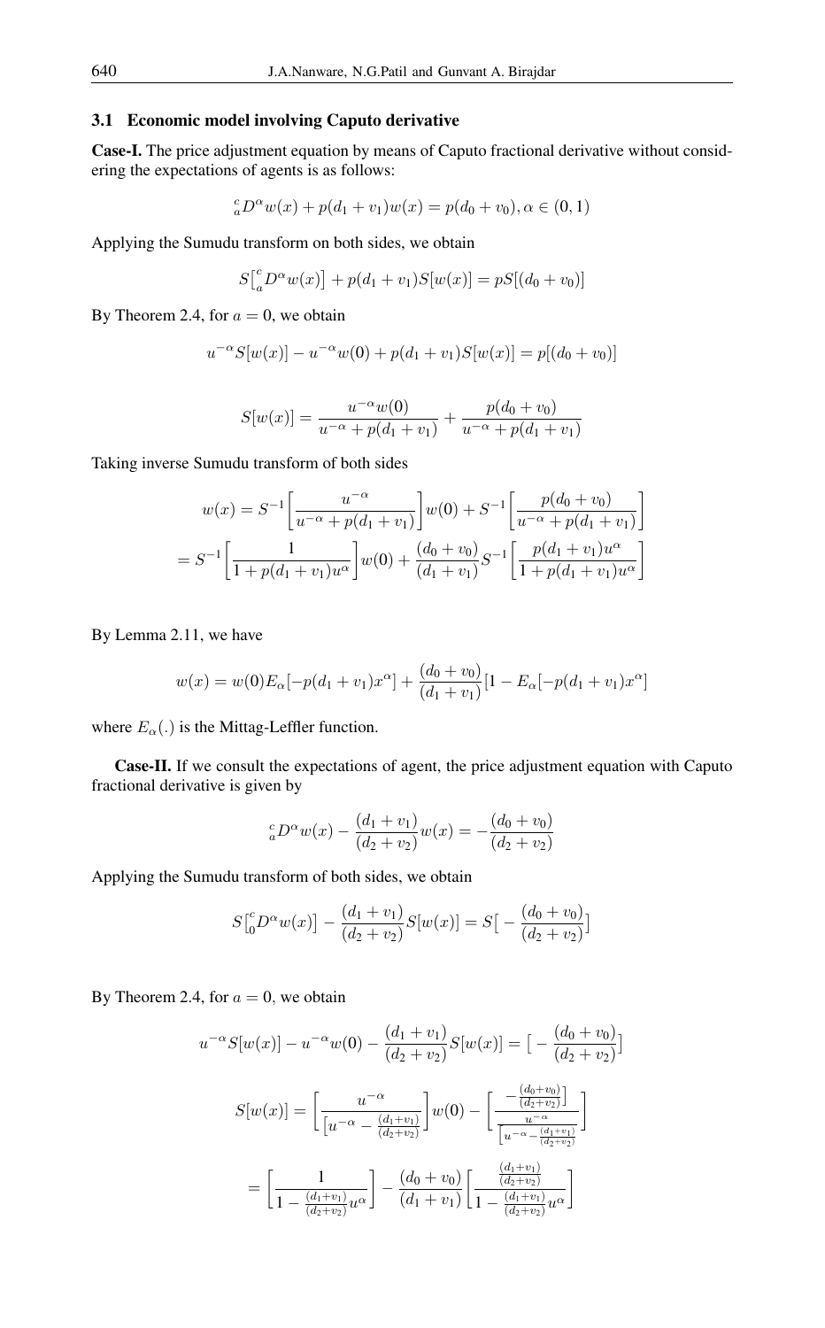### 3.1 Economic model involving Caputo derivative

**Case-I.** The price adjustment equation by means of Caputo fractional derivative without considering the expectations of agents is as follows:

$$ {}_{a}^{c}D^{\alpha}w(x) + p(d_1 + v_1)w(x) = p(d_0 + v_0), \alpha \in (0, 1)$$

Applying the Sumudu transform on both sides, we obtain

$$S\big[{}_{a}^{c}D^{\alpha}w(x)\big] + p(d_1 + v_1)S[w(x)] = pS[(d_0 + v_0)]$$

By Theorem 2.4, for $a = 0$, we obtain

$$u^{-\alpha}S[w(x)] - u^{-\alpha}w(0) + p(d_1 + v_1)S[w(x)] = p[(d_0 + v_0)]$$

$$S[w(x)] = \frac{u^{-\alpha}w(0)}{u^{-\alpha} + p(d_1 + v_1)} + \frac{p(d_0 + v_0)}{u^{-\alpha} + p(d_1 + v_1)}$$

Taking inverse Sumudu transform of both sides

$$\begin{aligned} w(x) &= S^{-1}\left[\frac{u^{-\alpha}}{u^{-\alpha} + p(d_1 + v_1)}\right]w(0) + S^{-1}\left[\frac{p(d_0 + v_0)}{u^{-\alpha} + p(d_1 + v_1)}\right] \\ &= S^{-1}\left[\frac{1}{1 + p(d_1 + v_1)u^{\alpha}}\right]w(0) + \frac{(d_0 + v_0)}{(d_1 + v_1)}S^{-1}\left[\frac{p(d_1 + v_1)u^{\alpha}}{1 + p(d_1 + v_1)u^{\alpha}}\right] \end{aligned}$$

By Lemma 2.11, we have

$$w(x) = w(0)E_{\alpha}[-p(d_1 + v_1)x^{\alpha}] + \frac{(d_0 + v_0)}{(d_1 + v_1)}[1 - E_{\alpha}[-p(d_1 + v_1)x^{\alpha}]$$

where $E_{\alpha}(.)$ is the Mittag-Leffler function.

**Case-II.** If we consult the expectations of agent, the price adjustment equation with Caputo fractional derivative is given by

$${}_{a}^{c}D^{\alpha}w(x) - \frac{(d_1 + v_1)}{(d_2 + v_2)}w(x) = -\frac{(d_0 + v_0)}{(d_2 + v_2)}$$

Applying the Sumudu transform of both sides, we obtain

$$S\big[{}_{0}^{c}D^{\alpha}w(x)\big] - \frac{(d_1 + v_1)}{(d_2 + v_2)}S[w(x)] = S\big[-\frac{(d_0 + v_0)}{(d_2 + v_2)}\big]$$

By Theorem 2.4, for $a = 0$, we obtain

$$u^{-\alpha}S[w(x)] - u^{-\alpha}w(0) - \frac{(d_1 + v_1)}{(d_2 + v_2)}S[w(x)] = \big[-\frac{(d_0 + v_0)}{(d_2 + v_2)}\big]$$

$$\begin{aligned} S[w(x)] &= \left[\frac{u^{-\alpha}}{\big[u^{-\alpha} - \frac{(d_1 + v_1)}{(d_2 + v_2)}}\right]w(0) - \left[\frac{-\frac{(d_0 + v_0)}{(d_2 + v_2)}\big]}{\frac{u^{-\alpha}}{\big[u^{-\alpha} - \frac{(d_1 + v_1)}{(d_2 + v_2)}}}\right] \\ &= \left[\frac{1}{1 - \frac{(d_1 + v_1)}{(d_2 + v_2)}u^{\alpha}}\right] - \frac{(d_0 + v_0)}{(d_1 + v_1)}\left[\frac{\frac{(d_1 + v_1)}{(d_2 + v_2)}}{1 - \frac{(d_1 + v_1)}{(d_2 + v_2)}u^{\alpha}}\right] \end{aligned}$$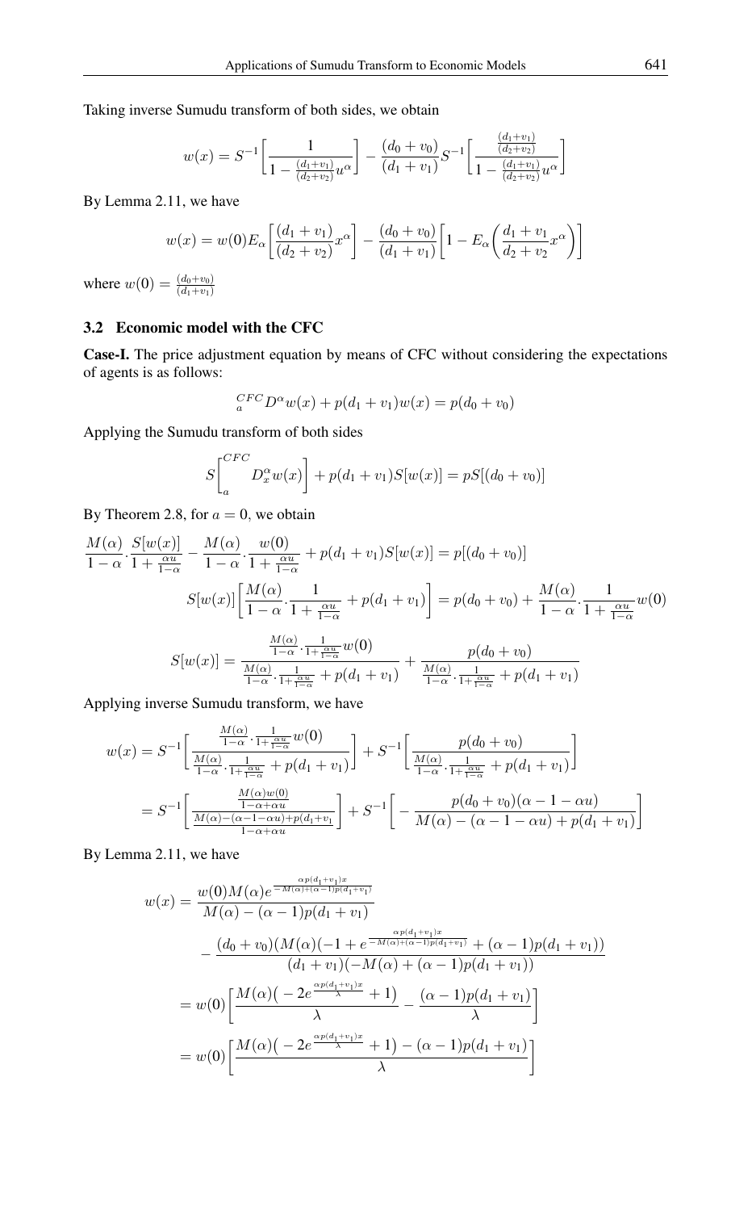Taking inverse Sumudu transform of both sides, we obtain

$$w(x) = S^{-1}\bigg[\frac{1}{1-\frac{(d_1+v_1)}{(d_2+v_2)}u^{\alpha}}\bigg] - \frac{(d_0+v_0)}{(d_1+v_1)}S^{-1}\bigg[\frac{\frac{(d_1+v_1)}{(d_2+v_2)}}{1-\frac{(d_1+v_1)}{(d_2+v_2)}u^{\alpha}}\bigg]$$

By Lemma 2.11, we have

$$w(x) = w(0)E_{\alpha}\bigg[\frac{(d_1+v_1)}{(d_2+v_2)}x^{\alpha}\bigg] - \frac{(d_0+v_0)}{(d_1+v_1)}\bigg[1 - E_{\alpha}\bigg(\frac{d_1+v_1}{d_2+v_2}x^{\alpha}\bigg)\bigg]$$

where $w(0) = \frac{(d_0+v_0)}{(d_1+v_1)}$

### 3.2 Economic model with the CFC

**Case-I.** The price adjustment equation by means of CFC without considering the expectations of agents is as follows:

$${}_{a}^{CFC}D^{\alpha}w(x) + p(d_1+v_1)w(x) = p(d_0+v_0)$$

Applying the Sumudu transform of both sides

$$S\bigg[{}_{a}^{CFC}D_x^{\alpha}w(x)\bigg] + p(d_1+v_1)S[w(x)] = pS[(d_0+v_0)]$$

By Theorem 2.8, for $a = 0$, we obtain

$$\frac{M(\alpha)}{1-\alpha}.\frac{S[w(x)]}{1+\frac{\alpha u}{1-\alpha}} - \frac{M(\alpha)}{1-\alpha}.\frac{w(0)}{1+\frac{\alpha u}{1-\alpha}} + p(d_1+v_1)S[w(x)] = p[(d_0+v_0)]$$

$$S[w(x)]\bigg[\frac{M(\alpha)}{1-\alpha}.\frac{1}{1+\frac{\alpha u}{1-\alpha}} + p(d_1+v_1)\bigg] = p(d_0+v_0) + \frac{M(\alpha)}{1-\alpha}.\frac{1}{1+\frac{\alpha u}{1-\alpha}}w(0)$$

$$S[w(x)] = \frac{\frac{M(\alpha)}{1-\alpha}.\frac{1}{1+\frac{\alpha u}{1-\alpha}}w(0)}{\frac{M(\alpha)}{1-\alpha}.\frac{1}{1+\frac{\alpha u}{1-\alpha}} + p(d_1+v_1)} + \frac{p(d_0+v_0)}{\frac{M(\alpha)}{1-\alpha}.\frac{1}{1+\frac{\alpha u}{1-\alpha}} + p(d_1+v_1)}$$

Applying inverse Sumudu transform, we have

$$\begin{aligned}
w(x) &= S^{-1}\bigg[\frac{\frac{M(\alpha)}{1-\alpha}.\frac{1}{1+\frac{\alpha u}{1-\alpha}}w(0)}{\frac{M(\alpha)}{1-\alpha}.\frac{1}{1+\frac{\alpha u}{1-\alpha}} + p(d_1+v_1)}\bigg] + S^{-1}\bigg[\frac{p(d_0+v_0)}{\frac{M(\alpha)}{1-\alpha}.\frac{1}{1+\frac{\alpha u}{1-\alpha}} + p(d_1+v_1)}\bigg] \\
&= S^{-1}\bigg[\frac{\frac{M(\alpha)w(0)}{1-\alpha+\alpha u}}{\frac{M(\alpha)-(\alpha-1-\alpha u)+p(d_1+v_1)}{1-\alpha+\alpha u}}\bigg] + S^{-1}\bigg[-\frac{p(d_0+v_0)(\alpha-1-\alpha u)}{M(\alpha)-(\alpha-1-\alpha u)+p(d_1+v_1)}\bigg]
\end{aligned}$$

By Lemma 2.11, we have

$$\begin{aligned}
w(x) &= \frac{w(0)M(\alpha)e^{\frac{\alpha p(d_1+v_1)x}{-M(\alpha)+(\alpha-1)p(d_1+v_1)}}}{M(\alpha)-(\alpha-1)p(d_1+v_1)} \\
&\quad - \frac{(d_0+v_0)(M(\alpha)(-1+e^{\frac{\alpha p(d_1+v_1)x}{-M(\alpha)+(\alpha-1)p(d_1+v_1)}}) + (\alpha-1)p(d_1+v_1))}{(d_1+v_1)(-M(\alpha)+(\alpha-1)p(d_1+v_1))} \\
&= w(0)\bigg[\frac{M(\alpha)\big(-2e^{\frac{\alpha p(d_1+v_1)x}{\lambda}}+1\big)}{\lambda} - \frac{(\alpha-1)p(d_1+v_1)}{\lambda}\bigg] \\
&= w(0)\bigg[\frac{M(\alpha)\big(-2e^{\frac{\alpha p(d_1+v_1)x}{\lambda}}+1\big) - (\alpha-1)p(d_1+v_1)}{\lambda}\bigg]
\end{aligned}$$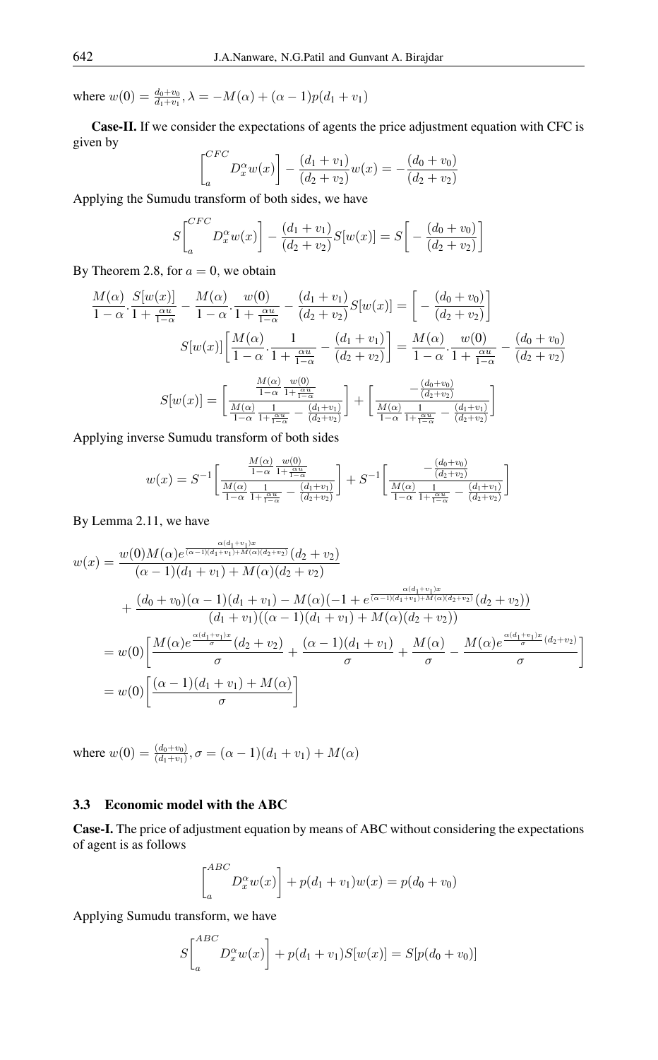where $w(0) = \frac{d_0+v_0}{d_1+v_1}, \lambda = -M(\alpha) + (\alpha-1)p(d_1+v_1)$

**Case-II.** If we consider the expectations of agents the price adjustment equation with CFC is given by

$$\left[{}^{CFC}_{a}D^{\alpha}_{x}w(x)\right] - \frac{(d_1+v_1)}{(d_2+v_2)}w(x) = -\frac{(d_0+v_0)}{(d_2+v_2)}$$

Applying the Sumudu transform of both sides, we have

$$S\left[{}^{CFC}_{a}D^{\alpha}_{x}w(x)\right] - \frac{(d_1+v_1)}{(d_2+v_2)}S[w(x)] = S\left[-\frac{(d_0+v_0)}{(d_2+v_2)}\right]$$

By Theorem 2.8, for $a = 0$, we obtain

$$\frac{M(\alpha)}{1-\alpha}\cdot\frac{S[w(x)]}{1+\frac{\alpha u}{1-\alpha}} - \frac{M(\alpha)}{1-\alpha}\cdot\frac{w(0)}{1+\frac{\alpha u}{1-\alpha}} - \frac{(d_1+v_1)}{(d_2+v_2)}S[w(x)] = \left[-\frac{(d_0+v_0)}{(d_2+v_2)}\right]$$

$$S[w(x)]\left[\frac{M(\alpha)}{1-\alpha}\cdot\frac{1}{1+\frac{\alpha u}{1-\alpha}} - \frac{(d_1+v_1)}{(d_2+v_2)}\right] = \frac{M(\alpha)}{1-\alpha}\cdot\frac{w(0)}{1+\frac{\alpha u}{1-\alpha}} - \frac{(d_0+v_0)}{(d_2+v_2)}$$

$$S[w(x)] = \left[\frac{\frac{M(\alpha)}{1-\alpha}\frac{w(0)}{1+\frac{\alpha u}{1-\alpha}}}{\frac{M(\alpha)}{1-\alpha}\frac{1}{1+\frac{\alpha u}{1-\alpha}} - \frac{(d_1+v_1)}{(d_2+v_2)}}\right] + \left[\frac{-\frac{(d_0+v_0)}{(d_2+v_2)}}{\frac{M(\alpha)}{1-\alpha}\frac{1}{1+\frac{\alpha u}{1-\alpha}} - \frac{(d_1+v_1)}{(d_2+v_2)}}\right]$$

Applying inverse Sumudu transform of both sides

$$w(x) = S^{-1}\left[\frac{\frac{M(\alpha)}{1-\alpha}\frac{w(0)}{1+\frac{\alpha u}{1-\alpha}}}{\frac{M(\alpha)}{1-\alpha}\frac{1}{1+\frac{\alpha u}{1-\alpha}} - \frac{(d_1+v_1)}{(d_2+v_2)}}\right] + S^{-1}\left[\frac{-\frac{(d_0+v_0)}{(d_2+v_2)}}{\frac{M(\alpha)}{1-\alpha}\frac{1}{1+\frac{\alpha u}{1-\alpha}} - \frac{(d_1+v_1)}{(d_2+v_2)}}\right]$$

By Lemma 2.11, we have

$$\begin{aligned}
w(x) &= \frac{w(0)M(\alpha)e^{\frac{\alpha(d_1+v_1)x}{(\alpha-1)(d_1+v_1)+M(\alpha)(d_2+v_2)}}(d_2+v_2)}{(\alpha-1)(d_1+v_1)+M(\alpha)(d_2+v_2)} \\
&\quad + \frac{(d_0+v_0)(\alpha-1)(d_1+v_1) - M(\alpha)(-1+e^{\frac{\alpha(d_1+v_1)x}{(\alpha-1)(d_1+v_1)+M(\alpha)(d_2+v_2)}}(d_2+v_2))}{(d_1+v_1)((\alpha-1)(d_1+v_1)+M(\alpha)(d_2+v_2))} \\
&= w(0)\left[\frac{M(\alpha)e^{\frac{\alpha(d_1+v_1)x}{\sigma}}(d_2+v_2)}{\sigma} + \frac{(\alpha-1)(d_1+v_1)}{\sigma} + \frac{M(\alpha)}{\sigma} - \frac{M(\alpha)e^{\frac{\alpha(d_1+v_1)x}{\sigma}(d_2+v_2)}}{\sigma}\right] \\
&= w(0)\left[\frac{(\alpha-1)(d_1+v_1)+M(\alpha)}{\sigma}\right]
\end{aligned}$$

where $w(0) = \frac{(d_0+v_0)}{(d_1+v_1)}, \sigma = (\alpha-1)(d_1+v_1) + M(\alpha)$

### 3.3 Economic model with the ABC

**Case-I.** The price of adjustment equation by means of ABC without considering the expectations of agent is as follows

$$\left[{}^{ABC}_{a}D^{\alpha}_{x}w(x)\right] + p(d_1+v_1)w(x) = p(d_0+v_0)$$

Applying Sumudu transform, we have

$$S\left[{}^{ABC}_{a}D^{\alpha}_{x}w(x)\right] + p(d_1+v_1)S[w(x)] = S[p(d_0+v_0)]$$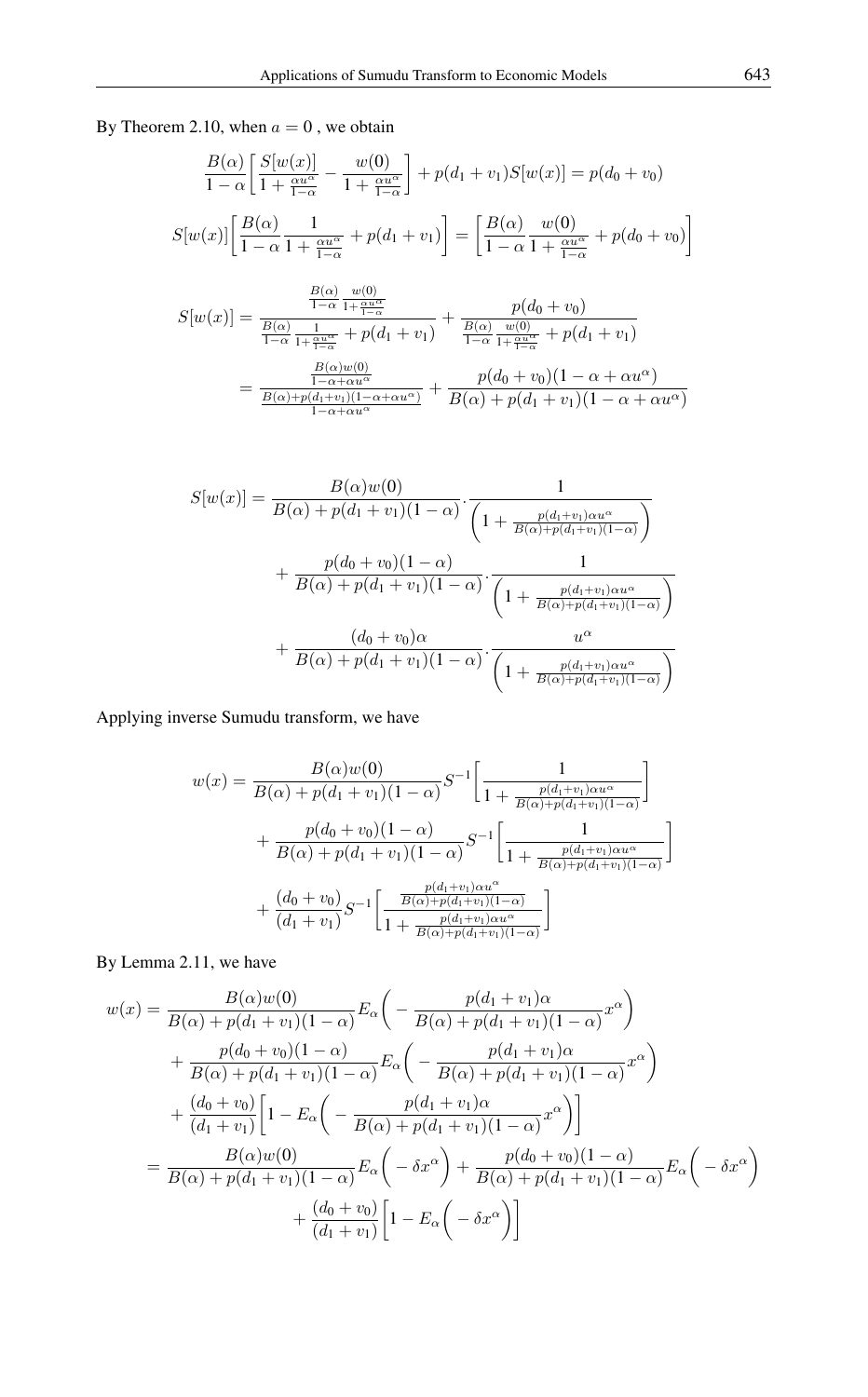By Theorem 2.10, when $a = 0$ , we obtain

$$\frac{B(\alpha)}{1-\alpha}\left[\frac{S[w(x)]}{1+\frac{\alpha u^\alpha}{1-\alpha}} - \frac{w(0)}{1+\frac{\alpha u^\alpha}{1-\alpha}}\right] + p(d_1+v_1)S[w(x)] = p(d_0+v_0)$$

$$S[w(x)]\left[\frac{B(\alpha)}{1-\alpha}\frac{1}{1+\frac{\alpha u^\alpha}{1-\alpha}} + p(d_1+v_1)\right] = \left[\frac{B(\alpha)}{1-\alpha}\frac{w(0)}{1+\frac{\alpha u^\alpha}{1-\alpha}} + p(d_0+v_0)\right]$$

$$\begin{aligned}
S[w(x)] &= \frac{\frac{B(\alpha)}{1-\alpha}\frac{w(0)}{1+\frac{\alpha u^\alpha}{1-\alpha}}}{\frac{B(\alpha)}{1-\alpha}\frac{1}{1+\frac{\alpha u^\alpha}{1-\alpha}} + p(d_1+v_1)} + \frac{p(d_0+v_0)}{\frac{B(\alpha)}{1-\alpha}\frac{w(0)}{1+\frac{\alpha u^\alpha}{1-\alpha}} + p(d_1+v_1)} \\
&= \frac{\frac{B(\alpha)w(0)}{1-\alpha+\alpha u^\alpha}}{\frac{B(\alpha)+p(d_1+v_1)(1-\alpha+\alpha u^\alpha)}{1-\alpha+\alpha u^\alpha}} + \frac{p(d_0+v_0)(1-\alpha+\alpha u^\alpha)}{B(\alpha)+p(d_1+v_1)(1-\alpha+\alpha u^\alpha)}
\end{aligned}$$

$$\begin{aligned}
S[w(x)] &= \frac{B(\alpha)w(0)}{B(\alpha)+p(d_1+v_1)(1-\alpha)} \cdot \frac{1}{\left(1+\frac{p(d_1+v_1)\alpha u^\alpha}{B(\alpha)+p(d_1+v_1)(1-\alpha)}\right)} \\
&\quad + \frac{p(d_0+v_0)(1-\alpha)}{B(\alpha)+p(d_1+v_1)(1-\alpha)} \cdot \frac{1}{\left(1+\frac{p(d_1+v_1)\alpha u^\alpha}{B(\alpha)+p(d_1+v_1)(1-\alpha)}\right)} \\
&\quad + \frac{(d_0+v_0)\alpha}{B(\alpha)+p(d_1+v_1)(1-\alpha)} \cdot \frac{u^\alpha}{\left(1+\frac{p(d_1+v_1)\alpha u^\alpha}{B(\alpha)+p(d_1+v_1)(1-\alpha)}\right)}
\end{aligned}$$

Applying inverse Sumudu transform, we have

$$\begin{aligned}
w(x) &= \frac{B(\alpha)w(0)}{B(\alpha)+p(d_1+v_1)(1-\alpha)} S^{-1}\left[\frac{1}{1+\frac{p(d_1+v_1)\alpha u^\alpha}{B(\alpha)+p(d_1+v_1)(1-\alpha)}}\right] \\
&\quad + \frac{p(d_0+v_0)(1-\alpha)}{B(\alpha)+p(d_1+v_1)(1-\alpha)} S^{-1}\left[\frac{1}{1+\frac{p(d_1+v_1)\alpha u^\alpha}{B(\alpha)+p(d_1+v_1)(1-\alpha)}}\right] \\
&\quad + \frac{(d_0+v_0)}{(d_1+v_1)} S^{-1}\left[\frac{\frac{p(d_1+v_1)\alpha u^\alpha}{B(\alpha)+p(d_1+v_1)(1-\alpha)}}{1+\frac{p(d_1+v_1)\alpha u^\alpha}{B(\alpha)+p(d_1+v_1)(1-\alpha)}}\right]
\end{aligned}$$

By Lemma 2.11, we have

$$\begin{aligned}
w(x) &= \frac{B(\alpha)w(0)}{B(\alpha)+p(d_1+v_1)(1-\alpha)} E_\alpha\left(-\frac{p(d_1+v_1)\alpha}{B(\alpha)+p(d_1+v_1)(1-\alpha)}x^\alpha\right) \\
&\quad + \frac{p(d_0+v_0)(1-\alpha)}{B(\alpha)+p(d_1+v_1)(1-\alpha)} E_\alpha\left(-\frac{p(d_1+v_1)\alpha}{B(\alpha)+p(d_1+v_1)(1-\alpha)}x^\alpha\right) \\
&\quad + \frac{(d_0+v_0)}{(d_1+v_1)}\left[1 - E_\alpha\left(-\frac{p(d_1+v_1)\alpha}{B(\alpha)+p(d_1+v_1)(1-\alpha)}x^\alpha\right)\right] \\
&= \frac{B(\alpha)w(0)}{B(\alpha)+p(d_1+v_1)(1-\alpha)} E_\alpha\left(-\delta x^\alpha\right) + \frac{p(d_0+v_0)(1-\alpha)}{B(\alpha)+p(d_1+v_1)(1-\alpha)} E_\alpha\left(-\delta x^\alpha\right) \\
&\quad + \frac{(d_0+v_0)}{(d_1+v_1)}\left[1 - E_\alpha\left(-\delta x^\alpha\right)\right]
\end{aligned}$$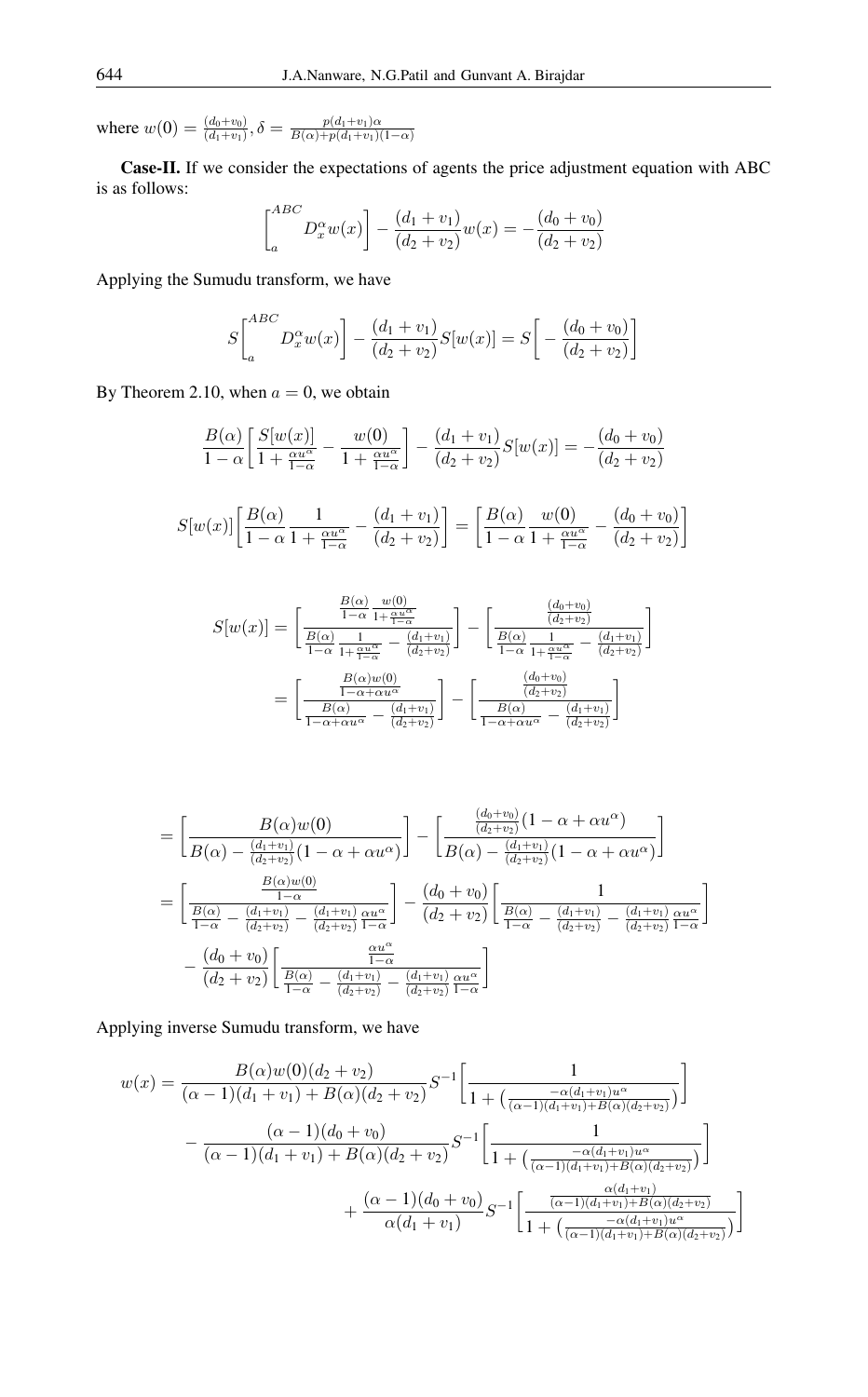where $w(0) = \frac{(d_0+v_0)}{(d_1+v_1)}, \delta = \frac{p(d_1+v_1)\alpha}{B(\alpha)+p(d_1+v_1)(1-\alpha)}$

**Case-II.** If we consider the expectations of agents the price adjustment equation with ABC is as follows:

$$\left[{}^{ABC}_{a} D^{\alpha}_{x} w(x)\right] - \frac{(d_1+v_1)}{(d_2+v_2)} w(x) = -\frac{(d_0+v_0)}{(d_2+v_2)}$$

Applying the Sumudu transform, we have

$$S\left[{}^{ABC}_{a} D^{\alpha}_{x} w(x)\right] - \frac{(d_1+v_1)}{(d_2+v_2)} S[w(x)] = S\left[-\frac{(d_0+v_0)}{(d_2+v_2)}\right]$$

By Theorem 2.10, when $a = 0$, we obtain

$$\frac{B(\alpha)}{1-\alpha}\left[\frac{S[w(x)]}{1+\frac{\alpha u^{\alpha}}{1-\alpha}} - \frac{w(0)}{1+\frac{\alpha u^{\alpha}}{1-\alpha}}\right] - \frac{(d_1+v_1)}{(d_2+v_2)} S[w(x)] = -\frac{(d_0+v_0)}{(d_2+v_2)}$$

$$S[w(x)]\left[\frac{B(\alpha)}{1-\alpha}\frac{1}{1+\frac{\alpha u^{\alpha}}{1-\alpha}} - \frac{(d_1+v_1)}{(d_2+v_2)}\right] = \left[\frac{B(\alpha)}{1-\alpha}\frac{w(0)}{1+\frac{\alpha u^{\alpha}}{1-\alpha}} - \frac{(d_0+v_0)}{(d_2+v_2)}\right]$$

$$\begin{aligned}
S[w(x)] &= \left[\frac{\frac{B(\alpha)}{1-\alpha}\frac{w(0)}{1+\frac{\alpha u^{\alpha}}{1-\alpha}}}{\frac{B(\alpha)}{1-\alpha}\frac{1}{1+\frac{\alpha u^{\alpha}}{1-\alpha}} - \frac{(d_1+v_1)}{(d_2+v_2)}}\right] - \left[\frac{\frac{(d_0+v_0)}{(d_2+v_2)}}{\frac{B(\alpha)}{1-\alpha}\frac{1}{1+\frac{\alpha u^{\alpha}}{1-\alpha}} - \frac{(d_1+v_1)}{(d_2+v_2)}}\right] \\
&= \left[\frac{\frac{B(\alpha)w(0)}{1-\alpha+\alpha u^{\alpha}}}{\frac{B(\alpha)}{1-\alpha+\alpha u^{\alpha}} - \frac{(d_1+v_1)}{(d_2+v_2)}}\right] - \left[\frac{\frac{(d_0+v_0)}{(d_2+v_2)}}{\frac{B(\alpha)}{1-\alpha+\alpha u^{\alpha}} - \frac{(d_1+v_1)}{(d_2+v_2)}}\right]
\end{aligned}$$

$$\begin{aligned}
&= \left[\frac{B(\alpha)w(0)}{B(\alpha) - \frac{(d_1+v_1)}{(d_2+v_2)}(1-\alpha+\alpha u^{\alpha})}\right] - \left[\frac{\frac{(d_0+v_0)}{(d_2+v_2)}(1-\alpha+\alpha u^{\alpha})}{B(\alpha) - \frac{(d_1+v_1)}{(d_2+v_2)}(1-\alpha+\alpha u^{\alpha})}\right] \\
&= \left[\frac{\frac{B(\alpha)w(0)}{1-\alpha}}{\frac{B(\alpha)}{1-\alpha} - \frac{(d_1+v_1)}{(d_2+v_2)} - \frac{(d_1+v_1)}{(d_2+v_2)}\frac{\alpha u^{\alpha}}{1-\alpha}}\right] - \frac{(d_0+v_0)}{(d_2+v_2)}\left[\frac{1}{\frac{B(\alpha)}{1-\alpha} - \frac{(d_1+v_1)}{(d_2+v_2)} - \frac{(d_1+v_1)}{(d_2+v_2)}\frac{\alpha u^{\alpha}}{1-\alpha}}\right] \\
&\quad - \frac{(d_0+v_0)}{(d_2+v_2)}\left[\frac{\frac{\alpha u^{\alpha}}{1-\alpha}}{\frac{B(\alpha)}{1-\alpha} - \frac{(d_1+v_1)}{(d_2+v_2)} - \frac{(d_1+v_1)}{(d_2+v_2)}\frac{\alpha u^{\alpha}}{1-\alpha}}\right]
\end{aligned}$$

Applying inverse Sumudu transform, we have

$$\begin{aligned}
w(x) &= \frac{B(\alpha)w(0)(d_2+v_2)}{(\alpha-1)(d_1+v_1)+B(\alpha)(d_2+v_2)} S^{-1}\left[\frac{1}{1+\left(\frac{-\alpha(d_1+v_1)u^{\alpha}}{(\alpha-1)(d_1+v_1)+B(\alpha)(d_2+v_2)}\right)}\right] \\
&\quad - \frac{(\alpha-1)(d_0+v_0)}{(\alpha-1)(d_1+v_1)+B(\alpha)(d_2+v_2)} S^{-1}\left[\frac{1}{1+\left(\frac{-\alpha(d_1+v_1)u^{\alpha}}{(\alpha-1)(d_1+v_1)+B(\alpha)(d_2+v_2)}\right)}\right] \\
&\quad + \frac{(\alpha-1)(d_0+v_0)}{\alpha(d_1+v_1)} S^{-1}\left[\frac{\frac{\alpha(d_1+v_1)}{(\alpha-1)(d_1+v_1)+B(\alpha)(d_2+v_2)}}{1+\left(\frac{-\alpha(d_1+v_1)u^{\alpha}}{(\alpha-1)(d_1+v_1)+B(\alpha)(d_2+v_2)}\right)}\right]
\end{aligned}$$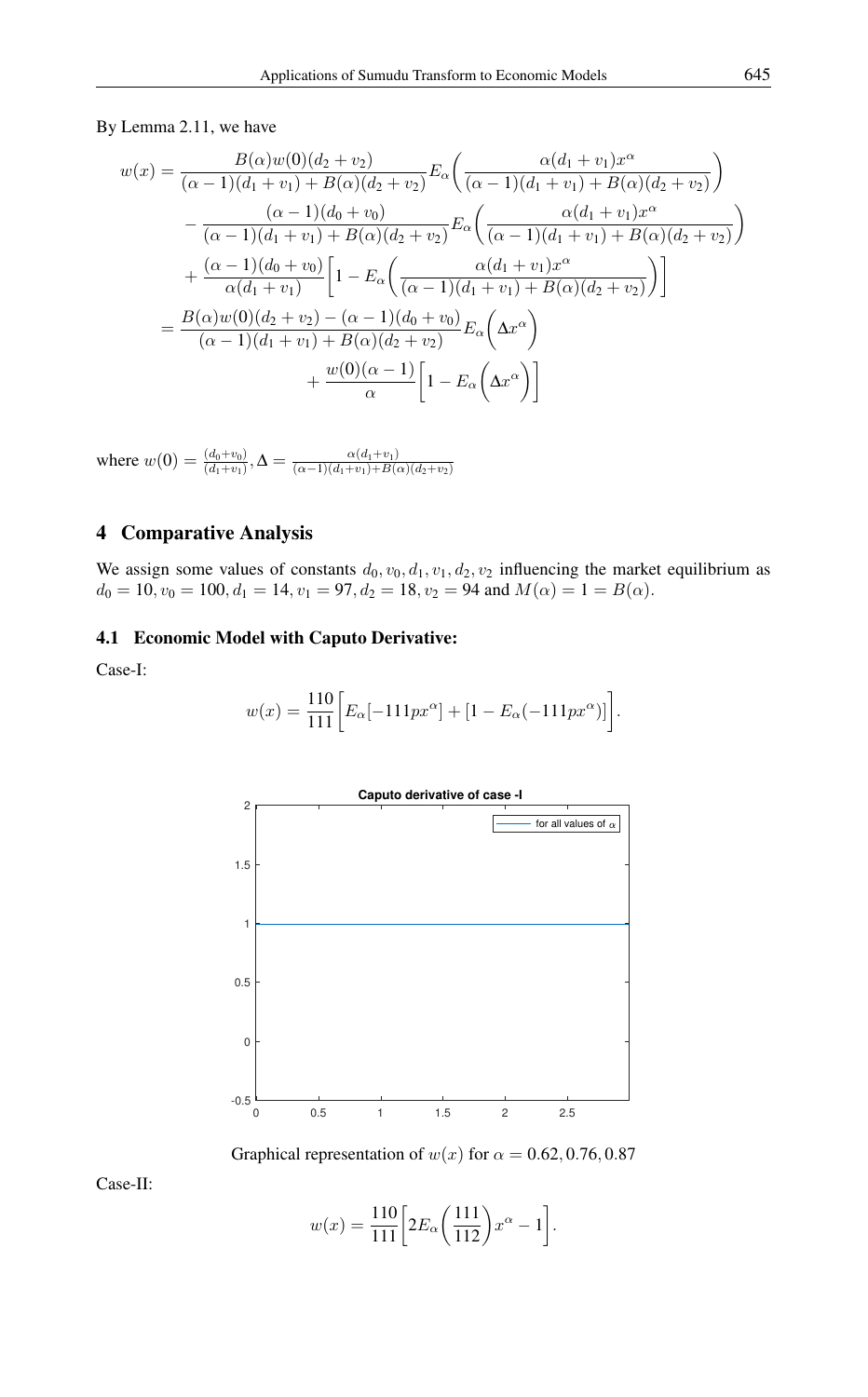By Lemma 2.11, we have

$$
\begin{aligned}
w(x) &= \frac{B(\alpha)w(0)(d_2+v_2)}{(\alpha-1)(d_1+v_1)+B(\alpha)(d_2+v_2)} E_\alpha\bigg(\frac{\alpha(d_1+v_1)x^\alpha}{(\alpha-1)(d_1+v_1)+B(\alpha)(d_2+v_2)}\bigg) \\
&\quad - \frac{(\alpha-1)(d_0+v_0)}{(\alpha-1)(d_1+v_1)+B(\alpha)(d_2+v_2)} E_\alpha\bigg(\frac{\alpha(d_1+v_1)x^\alpha}{(\alpha-1)(d_1+v_1)+B(\alpha)(d_2+v_2)}\bigg) \\
&\quad + \frac{(\alpha-1)(d_0+v_0)}{\alpha(d_1+v_1)}\bigg[1 - E_\alpha\bigg(\frac{\alpha(d_1+v_1)x^\alpha}{(\alpha-1)(d_1+v_1)+B(\alpha)(d_2+v_2)}\bigg)\bigg] \\
&= \frac{B(\alpha)w(0)(d_2+v_2)-(\alpha-1)(d_0+v_0)}{(\alpha-1)(d_1+v_1)+B(\alpha)(d_2+v_2)} E_\alpha\Big(\Delta x^\alpha\Big) \\
&\qquad + \frac{w(0)(\alpha-1)}{\alpha}\Big[1 - E_\alpha\Big(\Delta x^\alpha\Big)\Big]
\end{aligned}
$$

where $w(0) = \frac{(d_0+v_0)}{(d_1+v_1)}, \Delta = \frac{\alpha(d_1+v_1)}{(\alpha-1)(d_1+v_1)+B(\alpha)(d_2+v_2)}$

## 4 Comparative Analysis

We assign some values of constants $d_0, v_0, d_1, v_1, d_2, v_2$ influencing the market equilibrium as $d_0 = 10, v_0 = 100, d_1 = 14, v_1 = 97, d_2 = 18, v_2 = 94$ and $M(\alpha) = 1 = B(\alpha)$.

### 4.1 Economic Model with Caputo Derivative:

Case-I:

$$
w(x) = \frac{110}{111}\Big[E_\alpha[-111px^\alpha] + [1 - E_\alpha(-111px^\alpha)]\Big].
$$

Graphical representation of $w(x)$ for $\alpha = 0.62, 0.76, 0.87$

Case-II:

$$
w(x) = \frac{110}{111}\Big[2E_\alpha\Big(\frac{111}{112}\Big)x^\alpha - 1\Big].
$$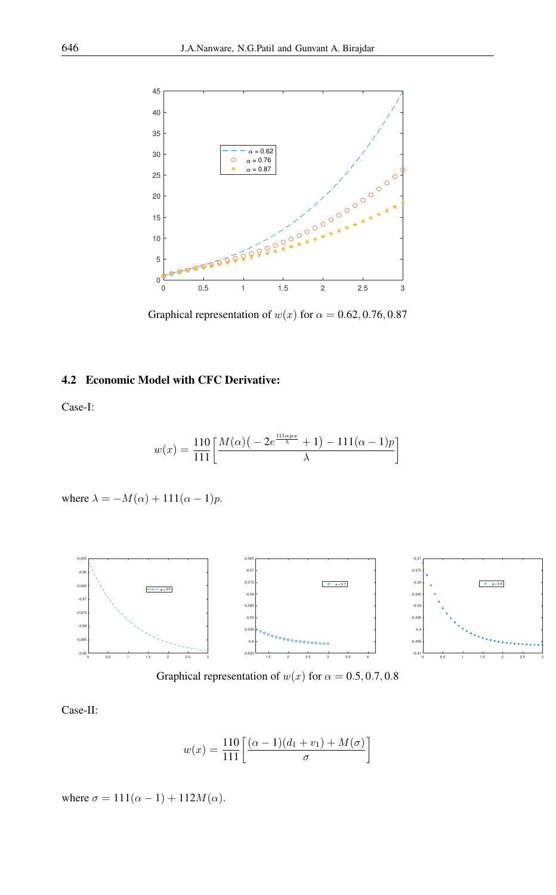Graphical representation of $w(x)$ for $\alpha = 0.62, 0.76, 0.87$

### 4.2 Economic Model with CFC Derivative:

Case-I:

$$w(x) = \frac{110}{111}\left[\frac{M(\alpha)\big(-2e^{\frac{111\alpha px}{\lambda}}+1\big)-111(\alpha-1)p}{\lambda}\right]$$

where $\lambda = -M(\alpha) + 111(\alpha - 1)p$.

Graphical representation of $w(x)$ for $\alpha = 0.5, 0.7, 0.8$

Case-II:

$$w(x) = \frac{110}{111}\left[\frac{(\alpha-1)(d_1+v_1)+M(\sigma)}{\sigma}\right]$$

where $\sigma = 111(\alpha - 1) + 112M(\alpha)$.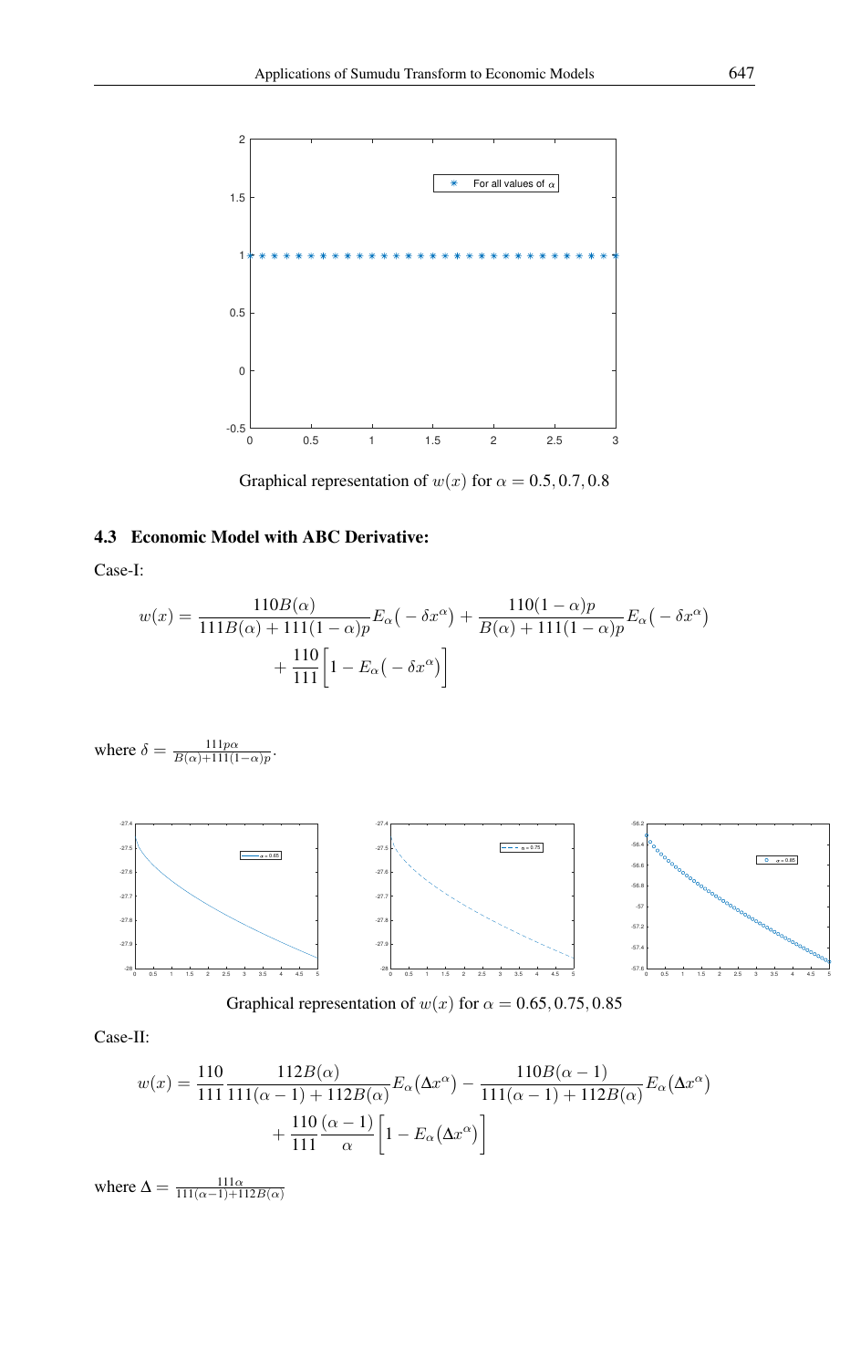Graphical representation of $w(x)$ for $\alpha = 0.5, 0.7, 0.8$

### 4.3 Economic Model with ABC Derivative:

Case-I:

$$w(x) = \frac{110B(\alpha)}{111B(\alpha) + 111(1-\alpha)p} E_\alpha\big(-\delta x^\alpha\big) + \frac{110(1-\alpha)p}{B(\alpha) + 111(1-\alpha)p} E_\alpha\big(-\delta x^\alpha\big) + \frac{110}{111}\Big[1 - E_\alpha\big(-\delta x^\alpha\big)\Big]$$

where $\delta = \frac{111p\alpha}{B(\alpha)+111(1-\alpha)p}$.

Graphical representation of $w(x)$ for $\alpha = 0.65, 0.75, 0.85$

Case-II:

$$w(x) = \frac{110}{111}\frac{112B(\alpha)}{111(\alpha-1) + 112B(\alpha)} E_\alpha\big(\Delta x^\alpha\big) - \frac{110B(\alpha-1)}{111(\alpha-1) + 112B(\alpha)} E_\alpha\big(\Delta x^\alpha\big) + \frac{110}{111}\frac{(\alpha-1)}{\alpha}\Big[1 - E_\alpha\big(\Delta x^\alpha\big)\Big]$$

where $\Delta = \frac{111\alpha}{111(\alpha-1)+112B(\alpha)}$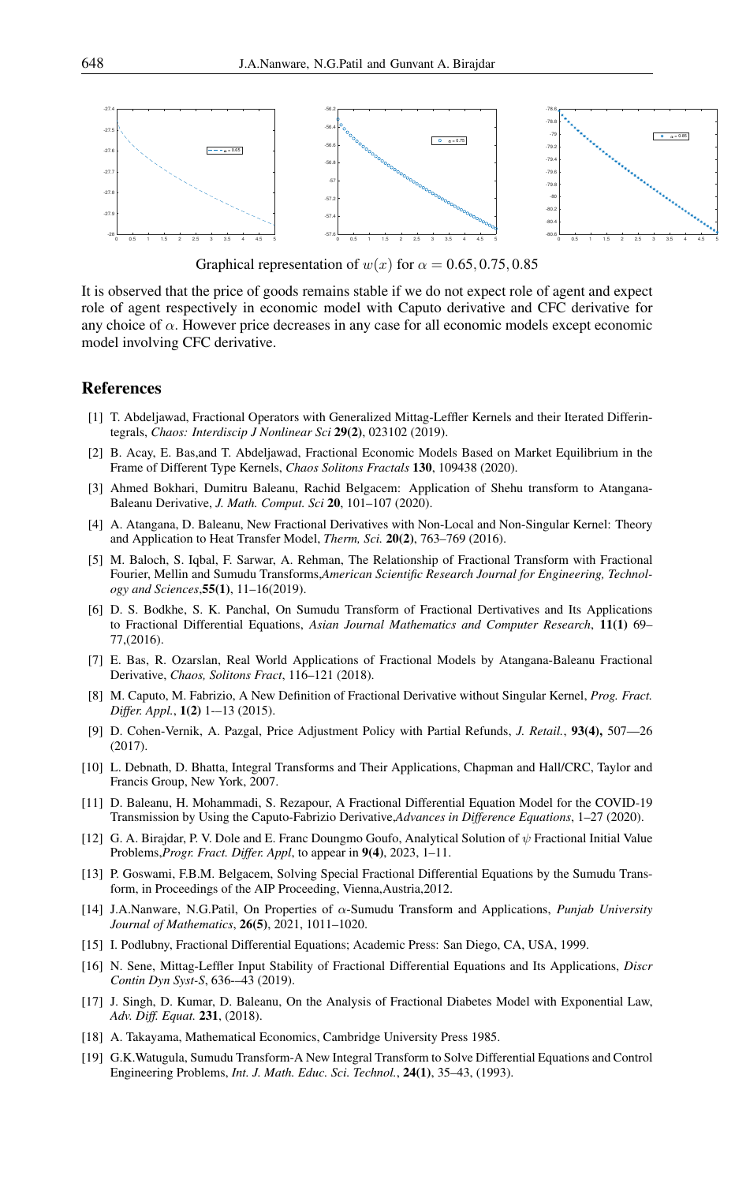Graphical representation of $w(x)$ for $\alpha = 0.65, 0.75, 0.85$

It is observed that the price of goods remains stable if we do not expect role of agent and expect role of agent respectively in economic model with Caputo derivative and CFC derivative for any choice of $\alpha$. However price decreases in any case for all economic models except economic model involving CFC derivative.

## References

[1] T. Abdeljawad, Fractional Operators with Generalized Mittag-Leffler Kernels and their Iterated Differintegrals, *Chaos: Interdiscip J Nonlinear Sci* **29(2)**, 023102 (2019).

[2] B. Acay, E. Bas,and T. Abdeljawad, Fractional Economic Models Based on Market Equilibrium in the Frame of Different Type Kernels, *Chaos Solitons Fractals* **130**, 109438 (2020).

[3] Ahmed Bokhari, Dumitru Baleanu, Rachid Belgacem: Application of Shehu transform to Atangana-Baleanu Derivative, *J. Math. Comput. Sci* **20**, 101–107 (2020).

[4] A. Atangana, D. Baleanu, New Fractional Derivatives with Non-Local and Non-Singular Kernel: Theory and Application to Heat Transfer Model, *Therm, Sci.* **20(2)**, 763–769 (2016).

[5] M. Baloch, S. Iqbal, F. Sarwar, A. Rehman, The Relationship of Fractional Transform with Fractional Fourier, Mellin and Sumudu Transforms,*American Scientific Research Journal for Engineering, Technology and Sciences*,**55(1)**, 11–16(2019).

[6] D. S. Bodkhe, S. K. Panchal, On Sumudu Transform of Fractional Derivatives and Its Applications to Fractional Differential Equations, *Asian Journal Mathematics and Computer Research*, **11(1)** 69–77,(2016).

[7] E. Bas, R. Ozarslan, Real World Applications of Fractional Models by Atangana-Baleanu Fractional Derivative, *Chaos, Solitons Fract*, 116–121 (2018).

[8] M. Caputo, M. Fabrizio, A New Definition of Fractional Derivative without Singular Kernel, *Prog. Fract. Differ. Appl.*, **1(2)** 1-–13 (2015).

[9] D. Cohen-Vernik, A. Pazgal, Price Adjustment Policy with Partial Refunds, *J. Retail.*, **93(4),** 507—26 (2017).

[10] L. Debnath, D. Bhatta, Integral Transforms and Their Applications, Chapman and Hall/CRC, Taylor and Francis Group, New York, 2007.

[11] D. Baleanu, H. Mohammadi, S. Rezapour, A Fractional Differential Equation Model for the COVID-19 Transmission by Using the Caputo-Fabrizio Derivative,*Advances in Difference Equations*, 1–27 (2020).

[12] G. A. Birajdar, P. V. Dole and E. Franc Doungmo Goufo, Analytical Solution of $\psi$ Fractional Initial Value Problems,*Progr. Fract. Differ. Appl*, to appear in **9(4)**, 2023, 1–11.

[13] P. Goswami, F.B.M. Belgacem, Solving Special Fractional Differential Equations by the Sumudu Transform, in Proceedings of the AIP Proceeding, Vienna,Austria,2012.

[14] J.A.Nanware, N.G.Patil, On Properties of $\alpha$-Sumudu Transform and Applications, *Punjab University Journal of Mathematics*, **26(5)**, 2021, 1011–1020.

[15] I. Podlubny, Fractional Differential Equations; Academic Press: San Diego, CA, USA, 1999.

[16] N. Sene, Mittag-Leffler Input Stability of Fractional Differential Equations and Its Applications, *Discr Contin Dyn Syst-S*, 636-–43 (2019).

[17] J. Singh, D. Kumar, D. Baleanu, On the Analysis of Fractional Diabetes Model with Exponential Law, *Adv. Diff. Equat.* **231**, (2018).

[18] A. Takayama, Mathematical Economics, Cambridge University Press 1985.

[19] G.K.Watugula, Sumudu Transform-A New Integral Transform to Solve Differential Equations and Control Engineering Problems, *Int. J. Math. Educ. Sci. Technol.*, **24(1)**, 35–43, (1993).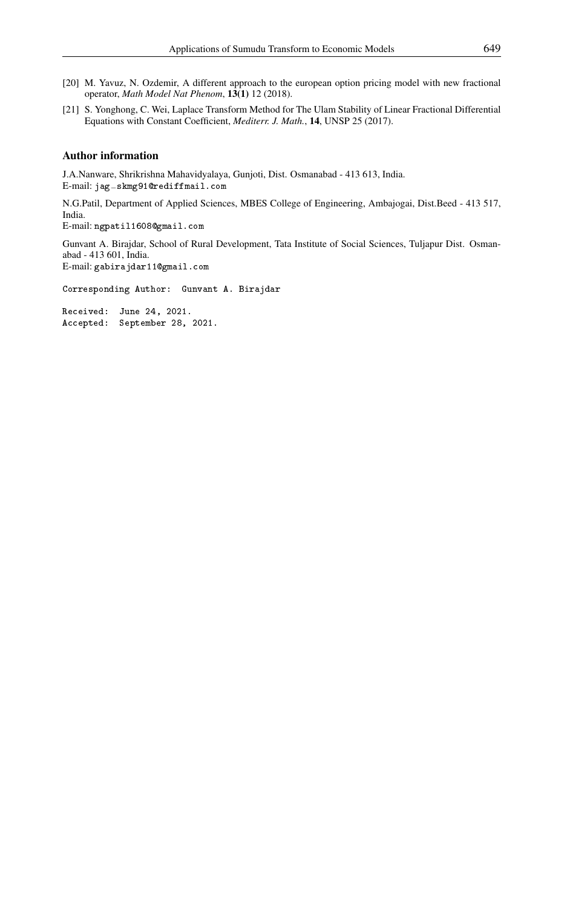[20] M. Yavuz, N. Ozdemir, A different approach to the european option pricing model with new fractional operator, *Math Model Nat Phenom*, **13(1)** 12 (2018).

[21] S. Yonghong, C. Wei, Laplace Transform Method for The Ulam Stability of Linear Fractional Differential Equations with Constant Coefficient, *Mediterr. J. Math.*, **14**, UNSP 25 (2017).

### Author information

J.A.Nanware, Shrikrishna Mahavidyalaya, Gunjoti, Dist. Osmanabad - 413 613, India.
E-mail: jag_skmg91@rediffmail.com

N.G.Patil, Department of Applied Sciences, MBES College of Engineering, Ambajogai, Dist.Beed - 413 517, India.
E-mail: ngpatil1608@gmail.com

Gunvant A. Birajdar, School of Rural Development, Tata Institute of Social Sciences, Tuljapur Dist. Osmanabad - 413 601, India.
E-mail: gabirajdar11@gmail.com

Corresponding Author: Gunvant A. Birajdar

Received: June 24, 2021.
Accepted: September 28, 2021.